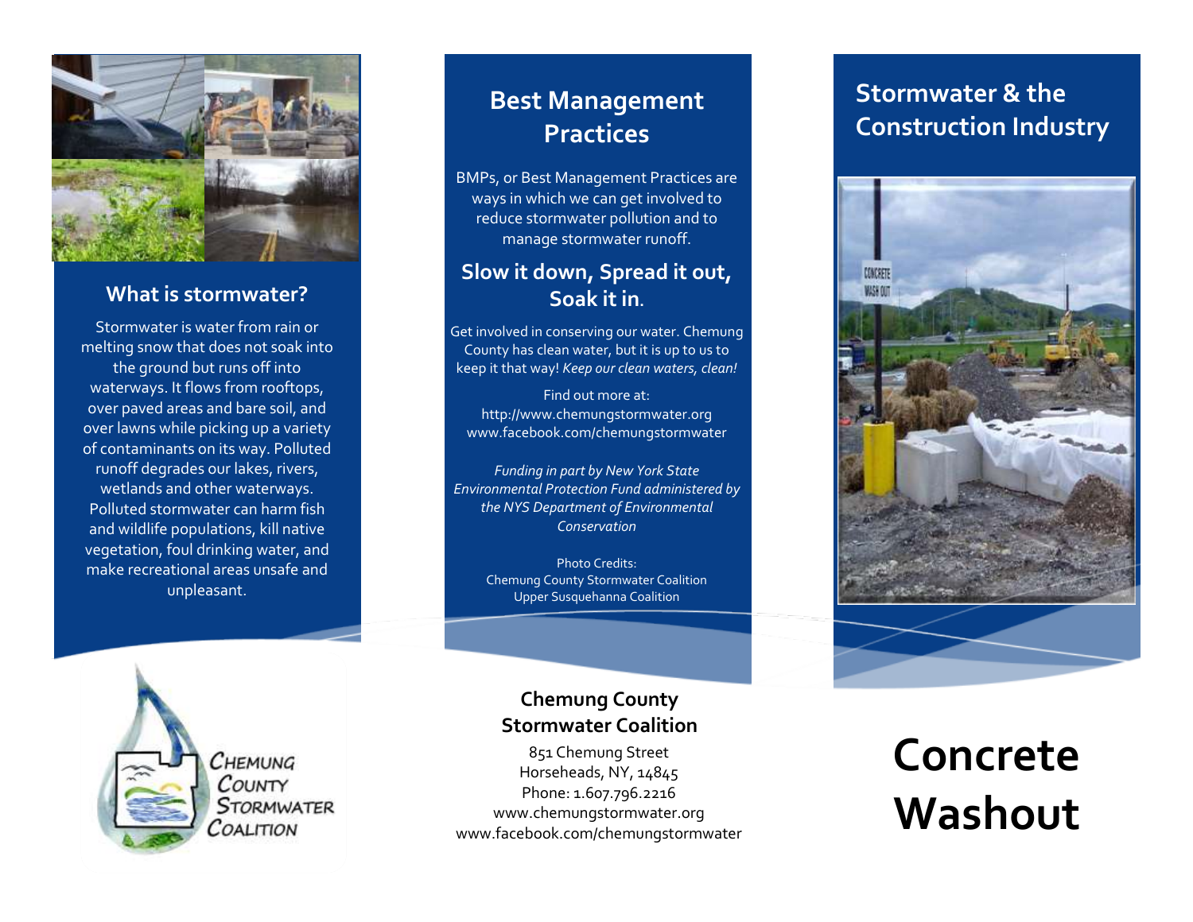## What is stormwater?

Stormwater is water from rain or melting snow that does not soak into the ground but runs off into waterways. It flows from rooftops, over paved areas and bare soil, and over lawns while picking up a variety of contaminants on its way. Polluted runoff degrades our lakes, rivers, wetlands and other waterways. Polluted stormwater can harm fish and wildlife populations, kill native vegetation, foul drinking water, and make recreational areas unsafe and unpleasant.

CHEMUNG COUNTY STORMWATER COALITION

## Best Management Practices

BMPs, or Best Management Practices are ways in which we can get involved to reduce stormwater pollution and to manage stormwater runoff.

### Slow it down, Spread it out, Soak it in.

Get involved in conserving our water. Chemung County has clean water, but it is up to us to keep it that way! *Keep our clean waters, clean!*

Find out more at:
http://www.chemungstormwater.org
www.facebook.com/chemungstormwater

*Funding in part by New York State Environmental Protection Fund administered by the NYS Department of Environmental Conservation*

Photo Credits:
Chemung County Stormwater Coalition
Upper Susquehanna Coalition

**Chemung County Stormwater Coalition**

851 Chemung Street
Horseheads, NY, 14845
Phone: 1.607.796.2216
www.chemungstormwater.org
www.facebook.com/chemungstormwater

## Stormwater & the Construction Industry

# Concrete Washout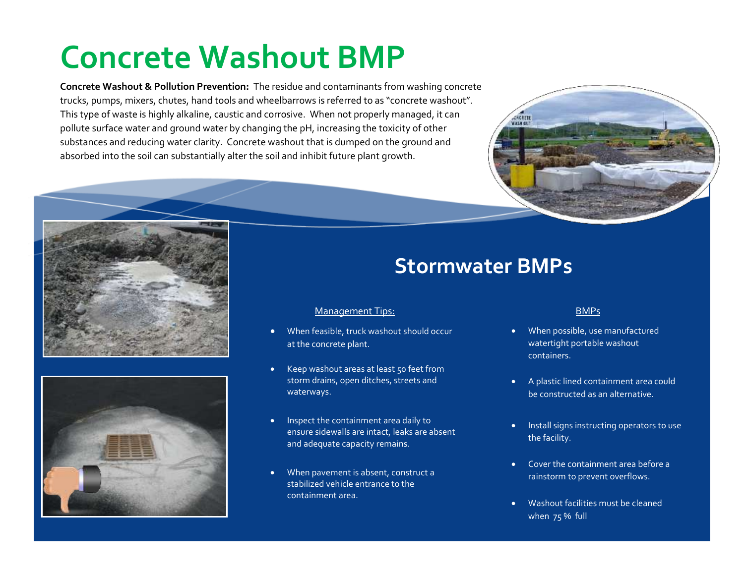# Concrete Washout BMP

**Concrete Washout & Pollution Prevention:** The residue and contaminants from washing concrete trucks, pumps, mixers, chutes, hand tools and wheelbarrows is referred to as "concrete washout". This type of waste is highly alkaline, caustic and corrosive. When not properly managed, it can pollute surface water and ground water by changing the pH, increasing the toxicity of other substances and reducing water clarity. Concrete washout that is dumped on the ground and absorbed into the soil can substantially alter the soil and inhibit future plant growth.

## Stormwater BMPs

### Management Tips:

- When feasible, truck washout should occur at the concrete plant.
- Keep washout areas at least 50 feet from storm drains, open ditches, streets and waterways.
- Inspect the containment area daily to ensure sidewalls are intact, leaks are absent and adequate capacity remains.
- When pavement is absent, construct a stabilized vehicle entrance to the containment area.

### BMPs

- When possible, use manufactured watertight portable washout containers.
- A plastic lined containment area could be constructed as an alternative.
- Install signs instructing operators to use the facility.
- Cover the containment area before a rainstorm to prevent overflows.
- Washout facilities must be cleaned when 75 % full